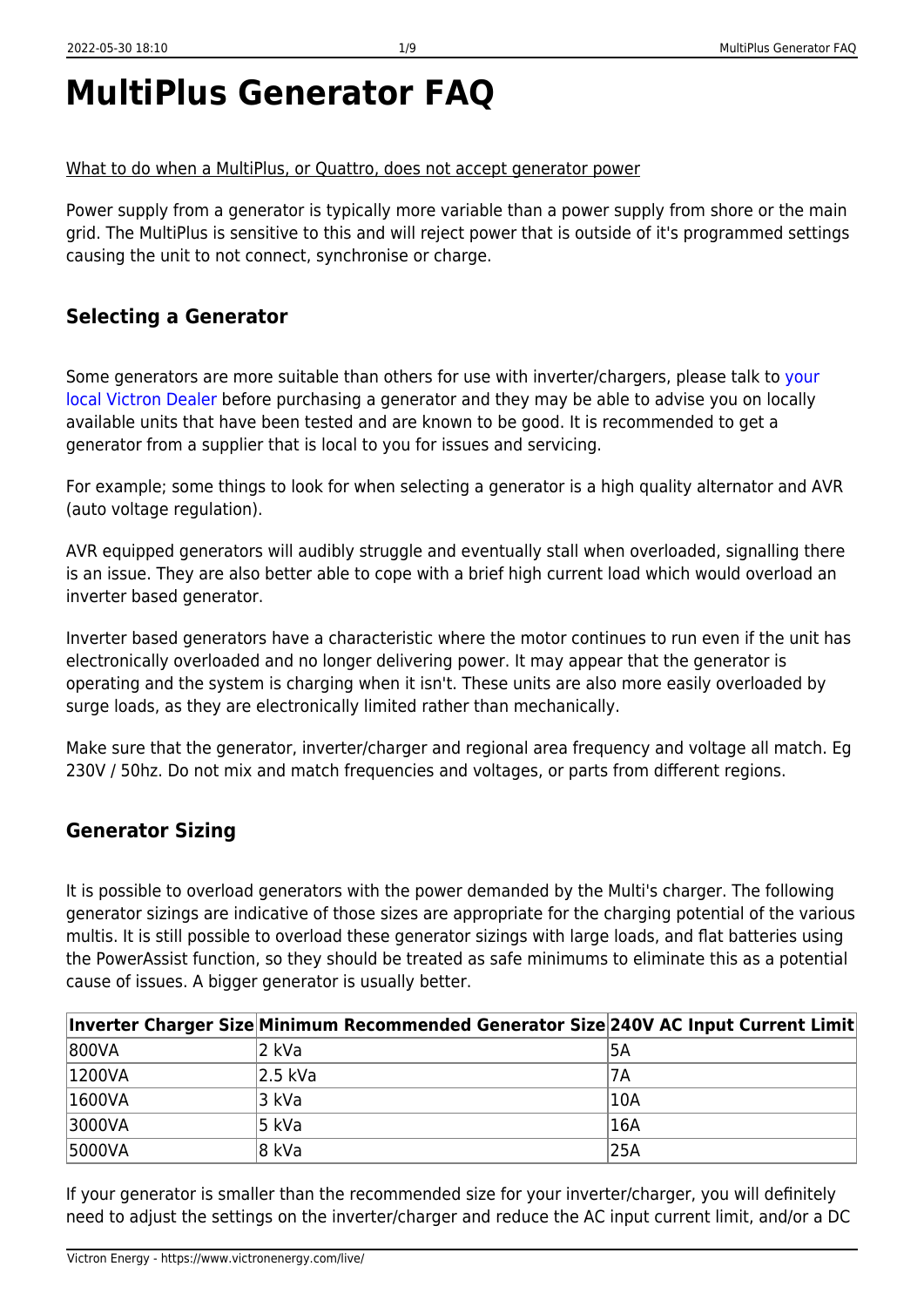# MultiPlus Generator FAQ

What to do when a MultiPlus, or Quattro, does not accept generator power

Power supply from a generator is typically more variable than a power supply from shore or the main grid. The MultiPlus is sensitive to this and will reject power that is outside of it's programmed settings causing the unit to not connect, synchronise or charge.

## Selecting a Generator

Some generators are more suitable than others for use with inverter/chargers, please talk to your local Victron Dealer before purchasing a generator and they may be able to advise you on locally available units that have been tested and are known to be good. It is recommended to get a generator from a supplier that is local to you for issues and servicing.

For example; some things to look for when selecting a generator is a high quality alternator and AVR (auto voltage regulation).

AVR equipped generators will audibly struggle and eventually stall when overloaded, signalling there is an issue. They are also better able to cope with a brief high current load which would overload an inverter based generator.

Inverter based generators have a characteristic where the motor continues to run even if the unit has electronically overloaded and no longer delivering power. It may appear that the generator is operating and the system is charging when it isn't. These units are also more easily overloaded by surge loads, as they are electronically limited rather than mechanically.

Make sure that the generator, inverter/charger and regional area frequency and voltage all match. Eg 230V / 50hz. Do not mix and match frequencies and voltages, or parts from different regions.

## Generator Sizing

It is possible to overload generators with the power demanded by the Multi's charger. The following generator sizings are indicative of those sizes are appropriate for the charging potential of the various multis. It is still possible to overload these generator sizings with large loads, and flat batteries using the PowerAssist function, so they should be treated as safe minimums to eliminate this as a potential cause of issues. A bigger generator is usually better.

| Inverter Charger Size | Minimum Recommended Generator Size | 240V AC Input Current Limit |
|---|---|---|
| 800VA | 2 kVa | 5A |
| 1200VA | 2.5 kVa | 7A |
| 1600VA | 3 kVa | 10A |
| 3000VA | 5 kVa | 16A |
| 5000VA | 8 kVa | 25A |

If your generator is smaller than the recommended size for your inverter/charger, you will definitely need to adjust the settings on the inverter/charger and reduce the AC input current limit, and/or a DC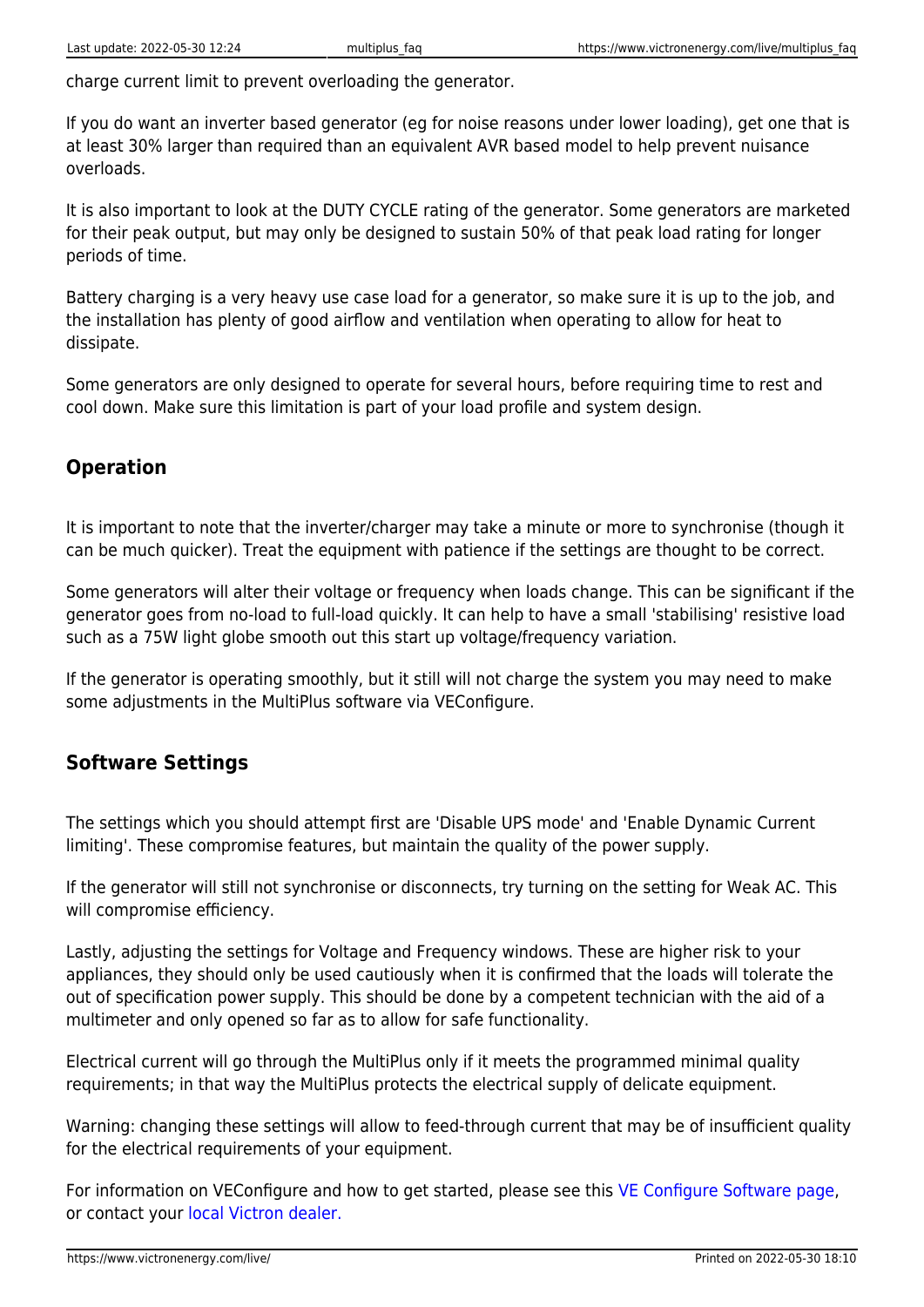charge current limit to prevent overloading the generator.

If you do want an inverter based generator (eg for noise reasons under lower loading), get one that is at least 30% larger than required than an equivalent AVR based model to help prevent nuisance overloads.

It is also important to look at the DUTY CYCLE rating of the generator. Some generators are marketed for their peak output, but may only be designed to sustain 50% of that peak load rating for longer periods of time.

Battery charging is a very heavy use case load for a generator, so make sure it is up to the job, and the installation has plenty of good airflow and ventilation when operating to allow for heat to dissipate.

Some generators are only designed to operate for several hours, before requiring time to rest and cool down. Make sure this limitation is part of your load profile and system design.

## Operation

It is important to note that the inverter/charger may take a minute or more to synchronise (though it can be much quicker). Treat the equipment with patience if the settings are thought to be correct.

Some generators will alter their voltage or frequency when loads change. This can be significant if the generator goes from no-load to full-load quickly. It can help to have a small 'stabilising' resistive load such as a 75W light globe smooth out this start up voltage/frequency variation.

If the generator is operating smoothly, but it still will not charge the system you may need to make some adjustments in the MultiPlus software via VEConfigure.

## Software Settings

The settings which you should attempt first are 'Disable UPS mode' and 'Enable Dynamic Current limiting'. These compromise features, but maintain the quality of the power supply.

If the generator will still not synchronise or disconnects, try turning on the setting for Weak AC. This will compromise efficiency.

Lastly, adjusting the settings for Voltage and Frequency windows. These are higher risk to your appliances, they should only be used cautiously when it is confirmed that the loads will tolerate the out of specification power supply. This should be done by a competent technician with the aid of a multimeter and only opened so far as to allow for safe functionality.

Electrical current will go through the MultiPlus only if it meets the programmed minimal quality requirements; in that way the MultiPlus protects the electrical supply of delicate equipment.

Warning: changing these settings will allow to feed-through current that may be of insufficient quality for the electrical requirements of your equipment.

For information on VEConfigure and how to get started, please see this VE Configure Software page, or contact your local Victron dealer.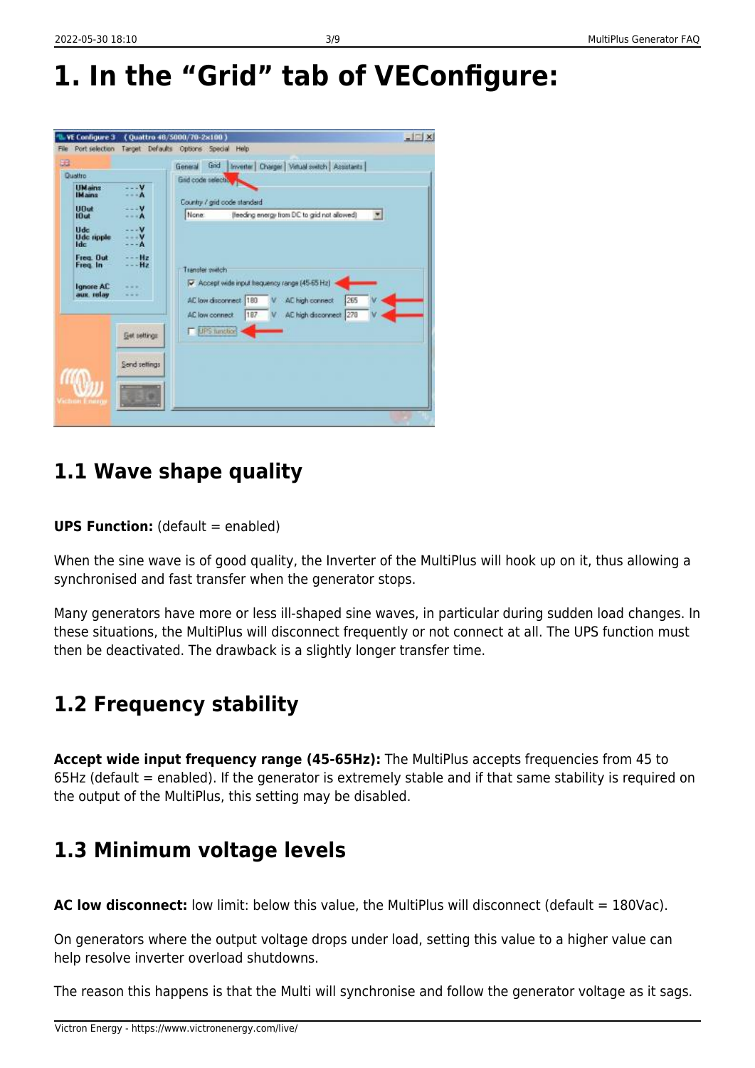# 1. In the "Grid" tab of VEConfigure:

## 1.1 Wave shape quality

**UPS Function:** (default = enabled)

When the sine wave is of good quality, the Inverter of the MultiPlus will hook up on it, thus allowing a synchronised and fast transfer when the generator stops.

Many generators have more or less ill-shaped sine waves, in particular during sudden load changes. In these situations, the MultiPlus will disconnect frequently or not connect at all. The UPS function must then be deactivated. The drawback is a slightly longer transfer time.

## 1.2 Frequency stability

**Accept wide input frequency range (45-65Hz):** The MultiPlus accepts frequencies from 45 to 65Hz (default = enabled). If the generator is extremely stable and if that same stability is required on the output of the MultiPlus, this setting may be disabled.

## 1.3 Minimum voltage levels

**AC low disconnect:** low limit: below this value, the MultiPlus will disconnect (default = 180Vac).

On generators where the output voltage drops under load, setting this value to a higher value can help resolve inverter overload shutdowns.

The reason this happens is that the Multi will synchronise and follow the generator voltage as it sags.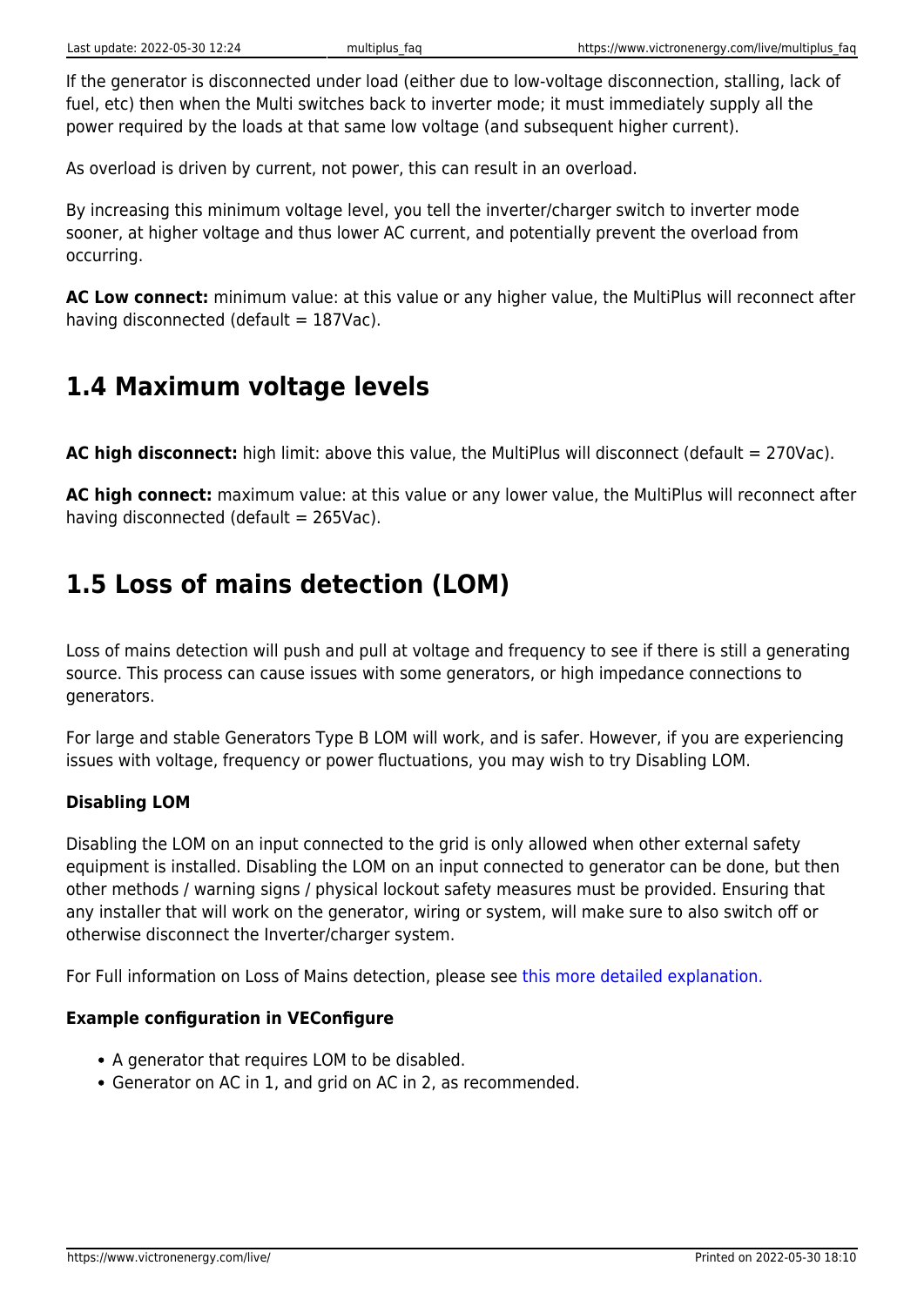If the generator is disconnected under load (either due to low-voltage disconnection, stalling, lack of fuel, etc) then when the Multi switches back to inverter mode; it must immediately supply all the power required by the loads at that same low voltage (and subsequent higher current).

As overload is driven by current, not power, this can result in an overload.

By increasing this minimum voltage level, you tell the inverter/charger switch to inverter mode sooner, at higher voltage and thus lower AC current, and potentially prevent the overload from occurring.

**AC Low connect:** minimum value: at this value or any higher value, the MultiPlus will reconnect after having disconnected (default = 187Vac).

## 1.4 Maximum voltage levels

**AC high disconnect:** high limit: above this value, the MultiPlus will disconnect (default = 270Vac).

**AC high connect:** maximum value: at this value or any lower value, the MultiPlus will reconnect after having disconnected (default = 265Vac).

## 1.5 Loss of mains detection (LOM)

Loss of mains detection will push and pull at voltage and frequency to see if there is still a generating source. This process can cause issues with some generators, or high impedance connections to generators.

For large and stable Generators Type B LOM will work, and is safer. However, if you are experiencing issues with voltage, frequency or power fluctuations, you may wish to try Disabling LOM.

#### Disabling LOM

Disabling the LOM on an input connected to the grid is only allowed when other external safety equipment is installed. Disabling the LOM on an input connected to generator can be done, but then other methods / warning signs / physical lockout safety measures must be provided. Ensuring that any installer that will work on the generator, wiring or system, will make sure to also switch off or otherwise disconnect the Inverter/charger system.

For Full information on Loss of Mains detection, please see this more detailed explanation.

#### Example configuration in VEConfigure

- A generator that requires LOM to be disabled.
- Generator on AC in 1, and grid on AC in 2, as recommended.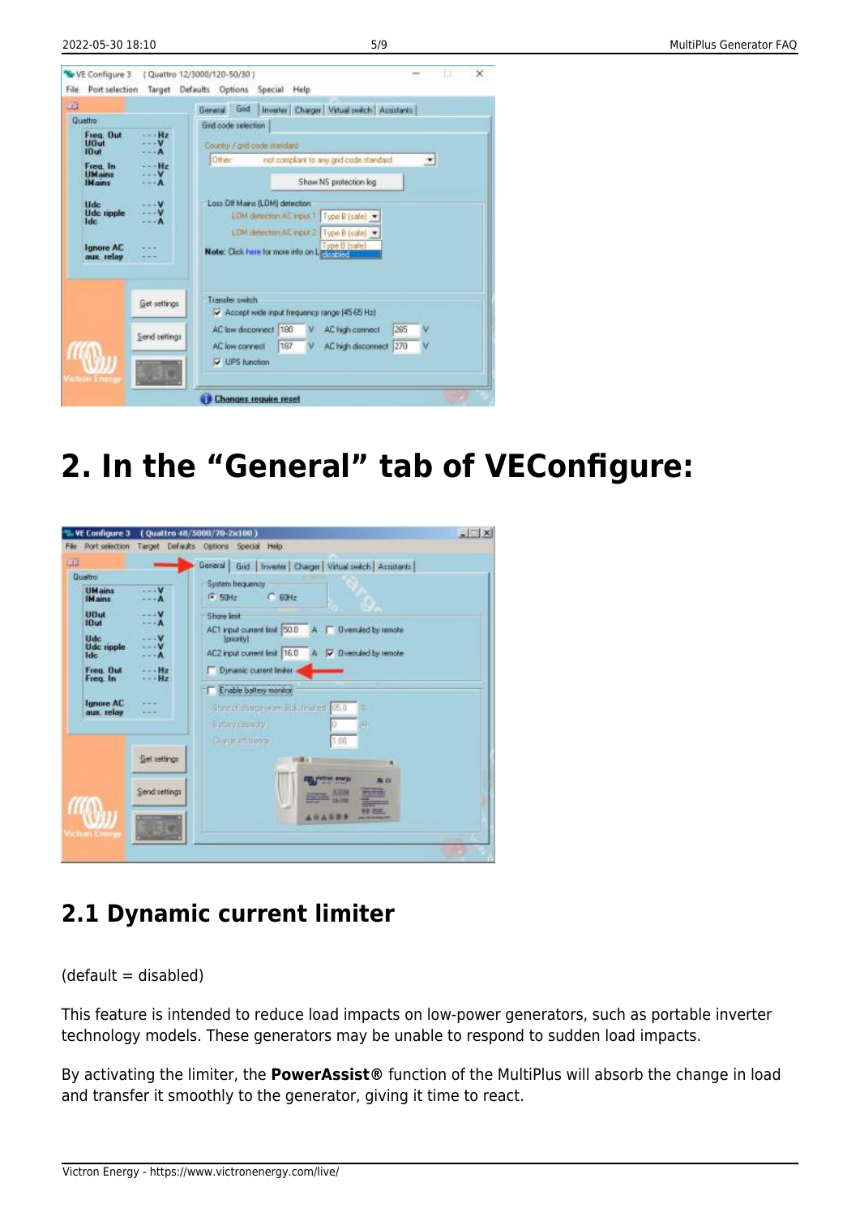# 2. In the "General" tab of VEConfigure:

## 2.1 Dynamic current limiter

(default = disabled)

This feature is intended to reduce load impacts on low-power generators, such as portable inverter technology models. These generators may be unable to respond to sudden load impacts.

By activating the limiter, the **PowerAssist®** function of the MultiPlus will absorb the change in load and transfer it smoothly to the generator, giving it time to react.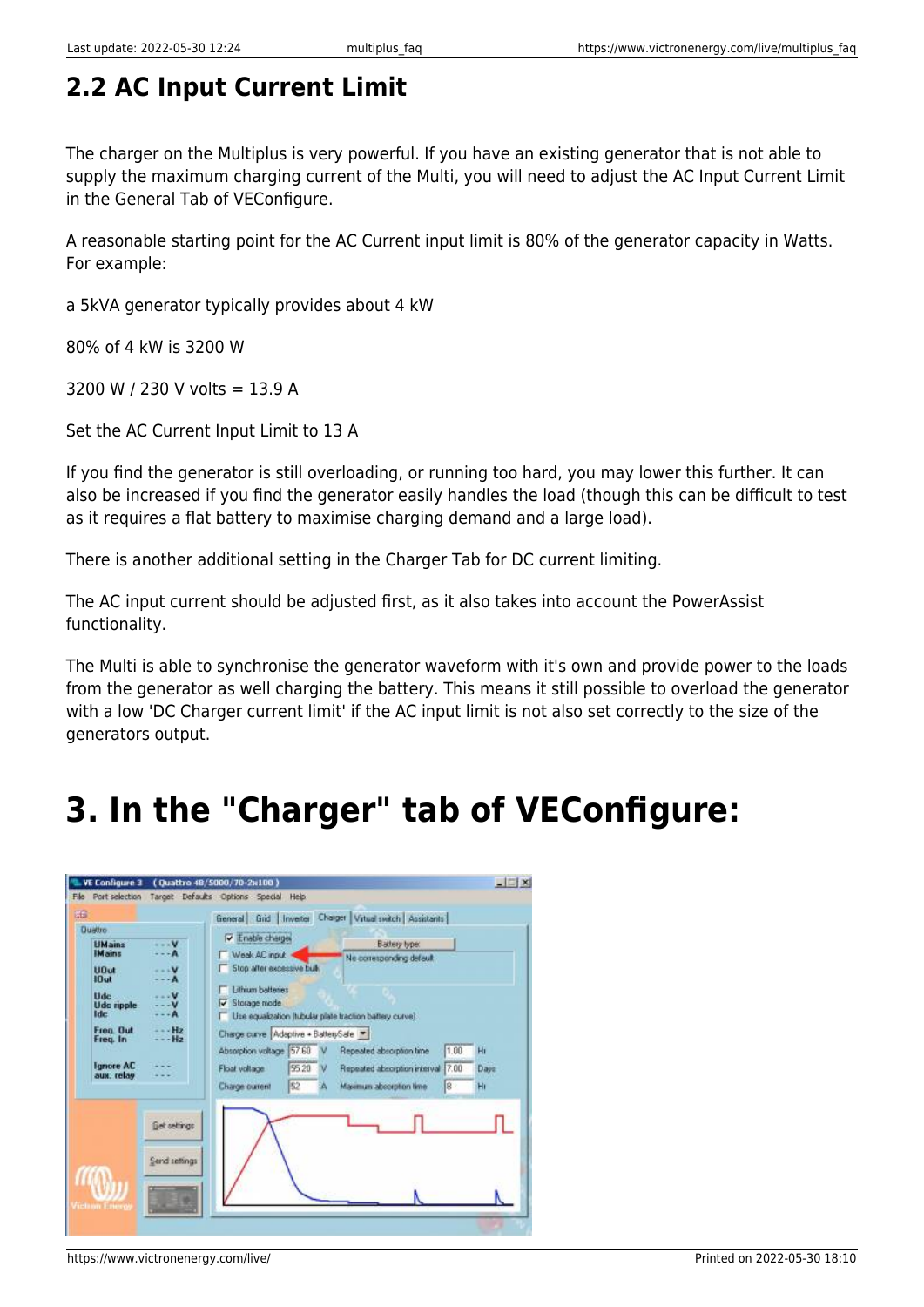## 2.2 AC Input Current Limit

The charger on the Multiplus is very powerful. If you have an existing generator that is not able to supply the maximum charging current of the Multi, you will need to adjust the AC Input Current Limit in the General Tab of VEConfigure.

A reasonable starting point for the AC Current input limit is 80% of the generator capacity in Watts. For example:

a 5kVA generator typically provides about 4 kW

80% of 4 kW is 3200 W

3200 W / 230 V volts = 13.9 A

Set the AC Current Input Limit to 13 A

If you find the generator is still overloading, or running too hard, you may lower this further. It can also be increased if you find the generator easily handles the load (though this can be difficult to test as it requires a flat battery to maximise charging demand and a large load).

There is another additional setting in the Charger Tab for DC current limiting.

The AC input current should be adjusted first, as it also takes into account the PowerAssist functionality.

The Multi is able to synchronise the generator waveform with it's own and provide power to the loads from the generator as well charging the battery. This means it still possible to overload the generator with a low 'DC Charger current limit' if the AC input limit is not also set correctly to the size of the generators output.

# 3. In the "Charger" tab of VEConfigure: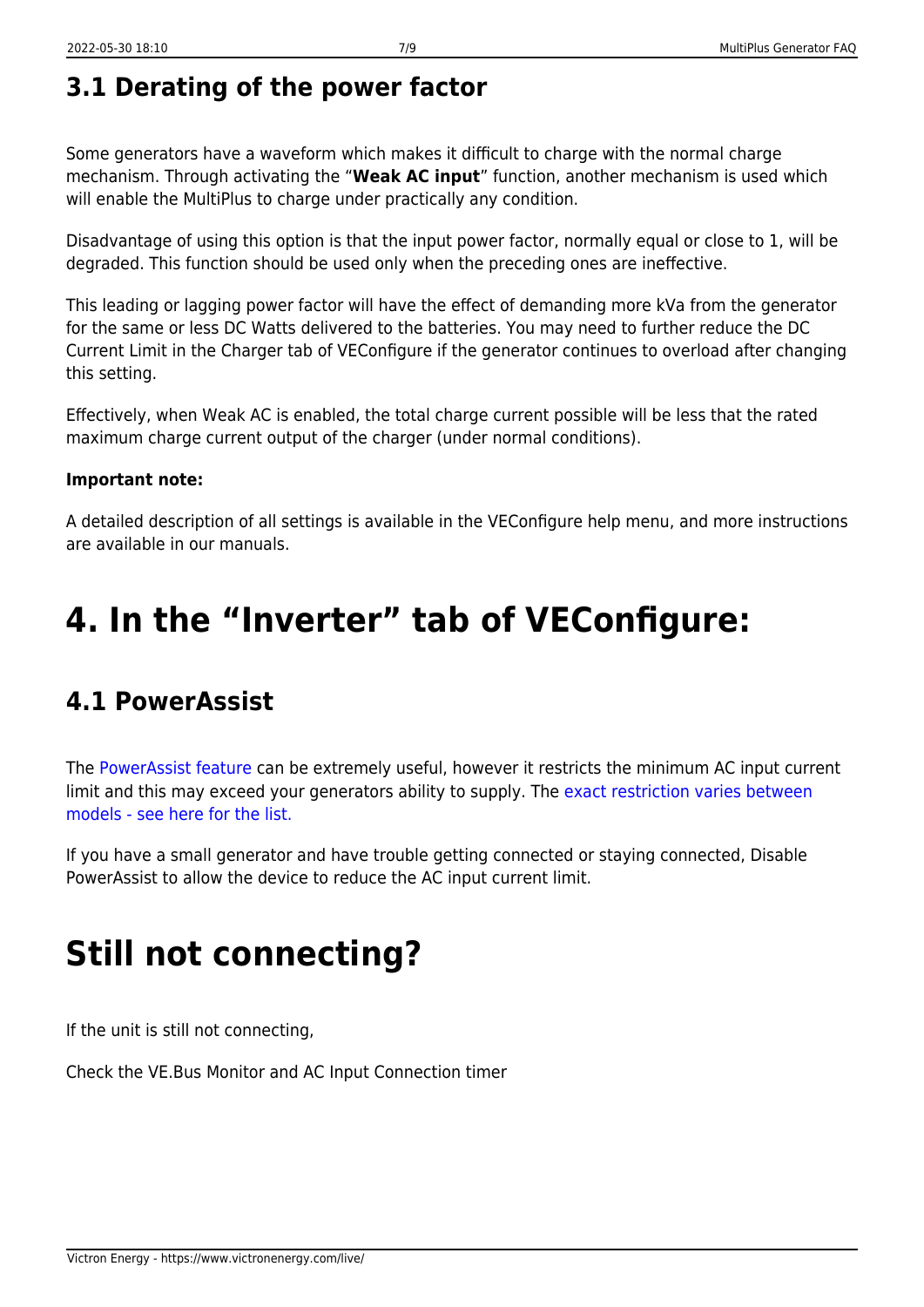## 3.1 Derating of the power factor

Some generators have a waveform which makes it difficult to charge with the normal charge mechanism. Through activating the "**Weak AC input**" function, another mechanism is used which will enable the MultiPlus to charge under practically any condition.

Disadvantage of using this option is that the input power factor, normally equal or close to 1, will be degraded. This function should be used only when the preceding ones are ineffective.

This leading or lagging power factor will have the effect of demanding more kVa from the generator for the same or less DC Watts delivered to the batteries. You may need to further reduce the DC Current Limit in the Charger tab of VEConfigure if the generator continues to overload after changing this setting.

Effectively, when Weak AC is enabled, the total charge current possible will be less that the rated maximum charge current output of the charger (under normal conditions).

**Important note:**

A detailed description of all settings is available in the VEConfigure help menu, and more instructions are available in our manuals.

# 4. In the "Inverter" tab of VEConfigure:

## 4.1 PowerAssist

The PowerAssist feature can be extremely useful, however it restricts the minimum AC input current limit and this may exceed your generators ability to supply. The exact restriction varies between models - see here for the list.

If you have a small generator and have trouble getting connected or staying connected, Disable PowerAssist to allow the device to reduce the AC input current limit.

# Still not connecting?

If the unit is still not connecting,

Check the VE.Bus Monitor and AC Input Connection timer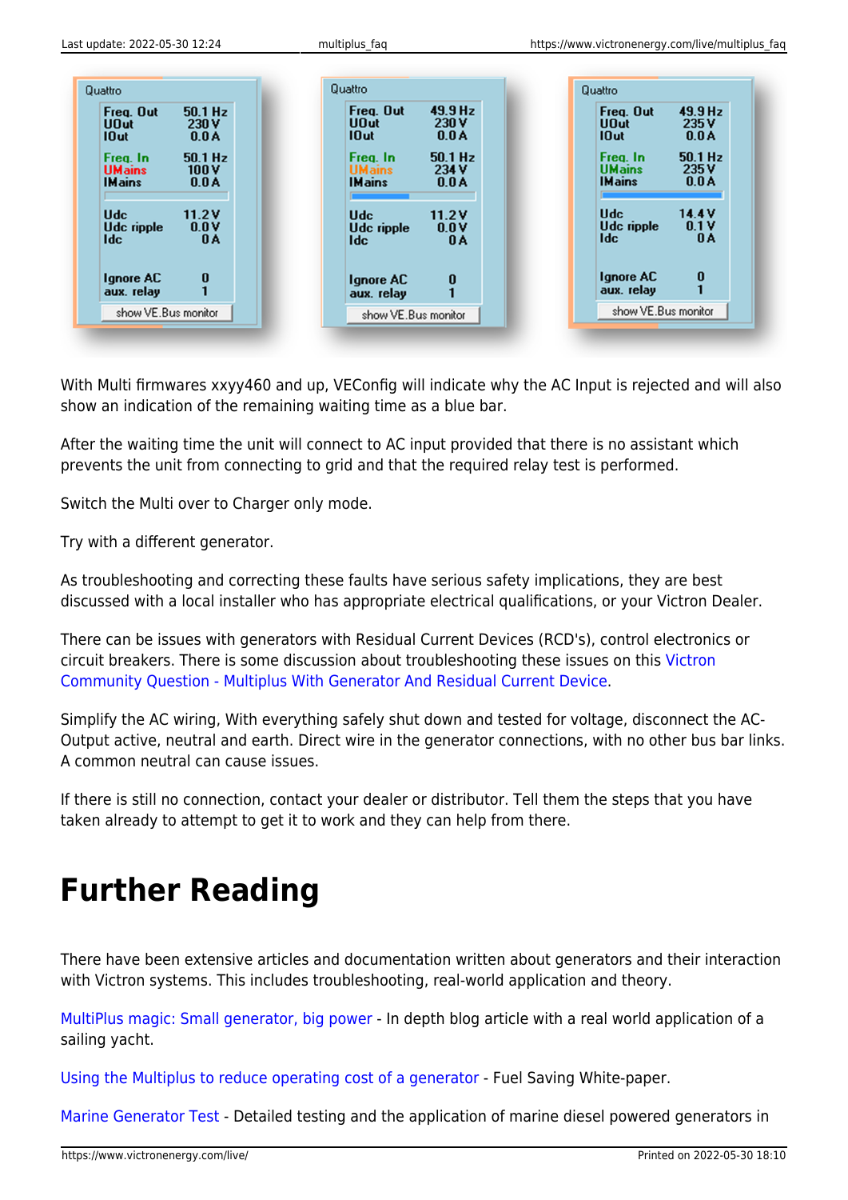| Quattro | |
|---|---|
| Freq. Out | 50.1 Hz |
| UOut | 230 V |
| IOut | 0.0 A |
| Freq. In | 50.1 Hz |
| UMains | 100 V |
| IMains | 0.0 A |
| Udc | 11.2 V |
| Udc ripple | 0.0 V |
| Idc | 0 A |
| Ignore AC | 0 |
| aux. relay | 1 |

show VE.Bus monitor

| Quattro | |
|---|---|
| Freq. Out | 49.9 Hz |
| UOut | 230 V |
| IOut | 0.0 A |
| Freq. In | 50.1 Hz |
| UMains | 234 V |
| IMains | 0.0 A |
| Udc | 11.2 V |
| Udc ripple | 0.0 V |
| Idc | 0 A |
| Ignore AC | 0 |
| aux. relay | 1 |

show VE.Bus monitor

| Quattro | |
|---|---|
| Freq. Out | 49.9 Hz |
| UOut | 235 V |
| IOut | 0.0 A |
| Freq. In | 50.1 Hz |
| UMains | 235 V |
| IMains | 0.0 A |
| Udc | 14.4 V |
| Udc ripple | 0.1 V |
| Idc | 0 A |
| Ignore AC | 0 |
| aux. relay | 1 |

show VE.Bus monitor

With Multi firmwares xxyy460 and up, VEConfig will indicate why the AC Input is rejected and will also show an indication of the remaining waiting time as a blue bar.

After the waiting time the unit will connect to AC input provided that there is no assistant which prevents the unit from connecting to grid and that the required relay test is performed.

Switch the Multi over to Charger only mode.

Try with a different generator.

As troubleshooting and correcting these faults have serious safety implications, they are best discussed with a local installer who has appropriate electrical qualifications, or your Victron Dealer.

There can be issues with generators with Residual Current Devices (RCD's), control electronics or circuit breakers. There is some discussion about troubleshooting these issues on this Victron Community Question - Multiplus With Generator And Residual Current Device.

Simplify the AC wiring, With everything safely shut down and tested for voltage, disconnect the AC-Output active, neutral and earth. Direct wire in the generator connections, with no other bus bar links. A common neutral can cause issues.

If there is still no connection, contact your dealer or distributor. Tell them the steps that you have taken already to attempt to get it to work and they can help from there.

# Further Reading

There have been extensive articles and documentation written about generators and their interaction with Victron systems. This includes troubleshooting, real-world application and theory.

MultiPlus magic: Small generator, big power - In depth blog article with a real world application of a sailing yacht.

Using the Multiplus to reduce operating cost of a generator - Fuel Saving White-paper.

Marine Generator Test - Detailed testing and the application of marine diesel powered generators in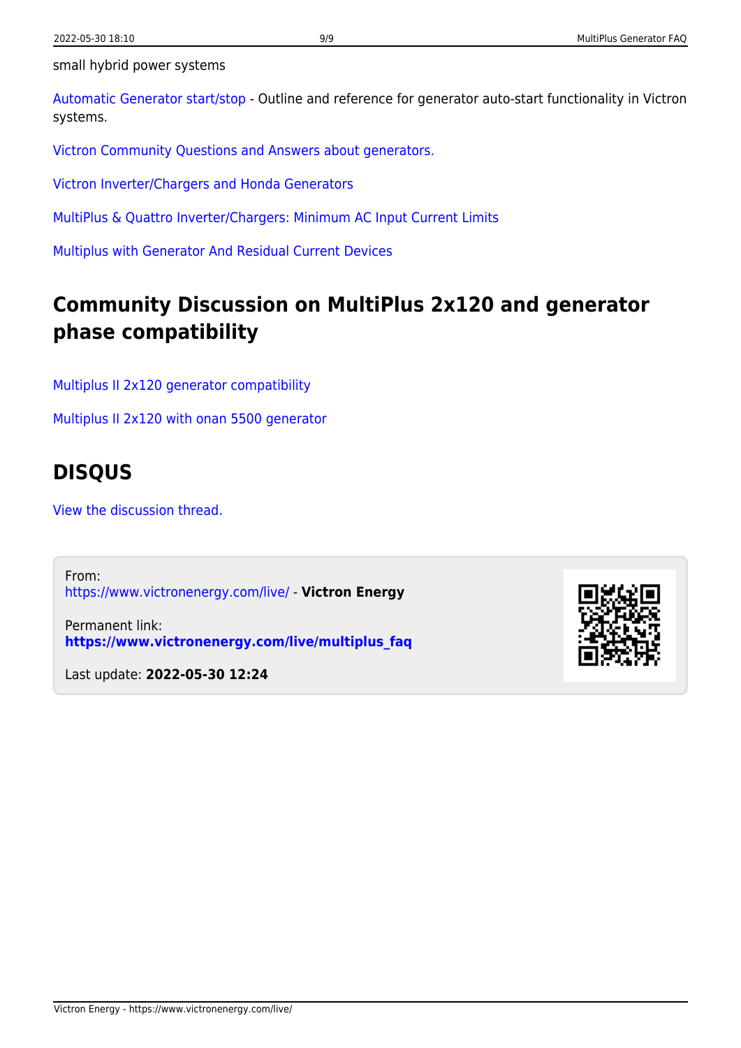small hybrid power systems

Automatic Generator start/stop - Outline and reference for generator auto-start functionality in Victron systems.

Victron Community Questions and Answers about generators.

Victron Inverter/Chargers and Honda Generators

MultiPlus & Quattro Inverter/Chargers: Minimum AC Input Current Limits

Multiplus with Generator And Residual Current Devices

## Community Discussion on MultiPlus 2x120 and generator phase compatibility

Multiplus II 2x120 generator compatibility

Multiplus II 2x120 with onan 5500 generator

## DISQUS

View the discussion thread.

From:
https://www.victronenergy.com/live/ - **Victron Energy**

Permanent link:
**https://www.victronenergy.com/live/multiplus_faq**

Last update: **2022-05-30 12:24**